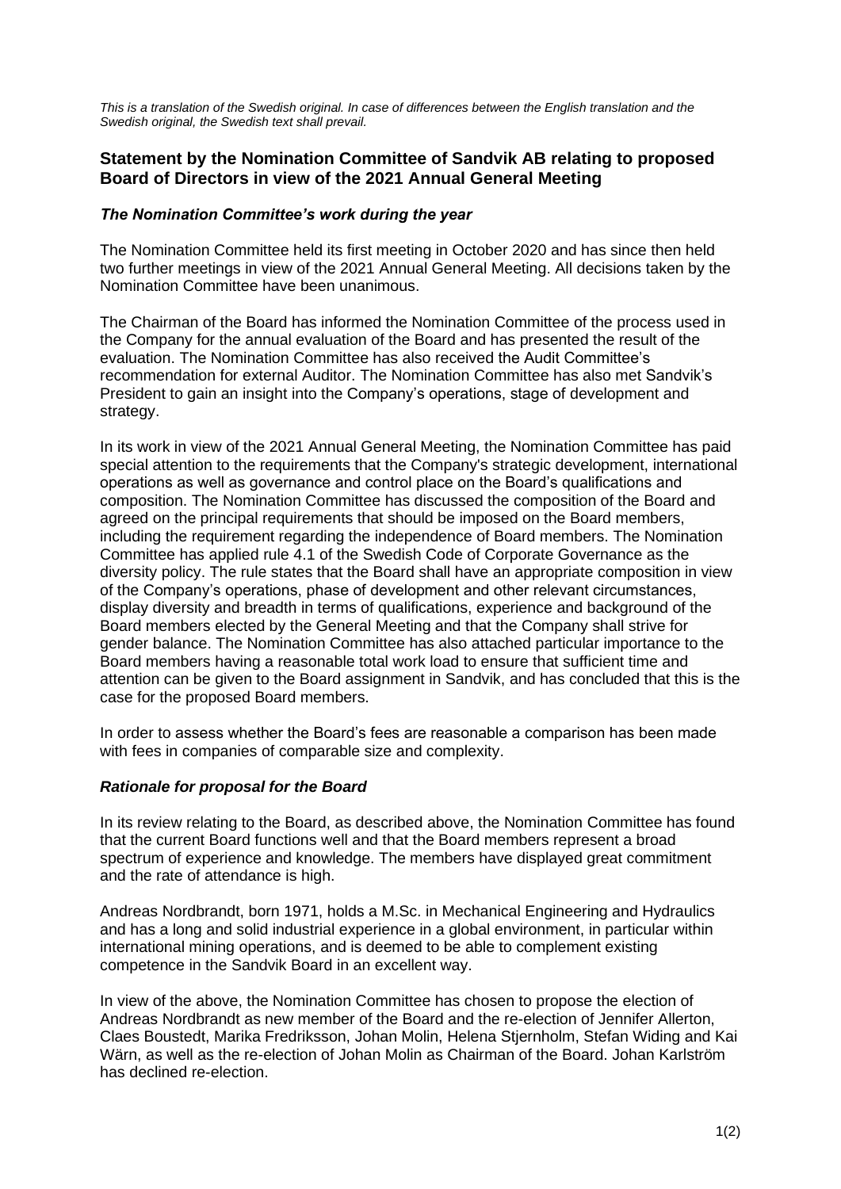*This is a translation of the Swedish original. In case of differences between the English translation and the Swedish original, the Swedish text shall prevail.*

## Statement by the Nomination Committee of Sandvik AB relating to proposed Board of Directors in view of the 2021 Annual General Meeting

### *The Nomination Committee's work during the year*

The Nomination Committee held its first meeting in October 2020 and has since then held two further meetings in view of the 2021 Annual General Meeting. All decisions taken by the Nomination Committee have been unanimous.

The Chairman of the Board has informed the Nomination Committee of the process used in the Company for the annual evaluation of the Board and has presented the result of the evaluation. The Nomination Committee has also received the Audit Committee's recommendation for external Auditor. The Nomination Committee has also met Sandvik's President to gain an insight into the Company's operations, stage of development and strategy.

In its work in view of the 2021 Annual General Meeting, the Nomination Committee has paid special attention to the requirements that the Company's strategic development, international operations as well as governance and control place on the Board's qualifications and composition. The Nomination Committee has discussed the composition of the Board and agreed on the principal requirements that should be imposed on the Board members, including the requirement regarding the independence of Board members. The Nomination Committee has applied rule 4.1 of the Swedish Code of Corporate Governance as the diversity policy. The rule states that the Board shall have an appropriate composition in view of the Company's operations, phase of development and other relevant circumstances, display diversity and breadth in terms of qualifications, experience and background of the Board members elected by the General Meeting and that the Company shall strive for gender balance. The Nomination Committee has also attached particular importance to the Board members having a reasonable total work load to ensure that sufficient time and attention can be given to the Board assignment in Sandvik, and has concluded that this is the case for the proposed Board members.

In order to assess whether the Board's fees are reasonable a comparison has been made with fees in companies of comparable size and complexity.

### *Rationale for proposal for the Board*

In its review relating to the Board, as described above, the Nomination Committee has found that the current Board functions well and that the Board members represent a broad spectrum of experience and knowledge. The members have displayed great commitment and the rate of attendance is high.

Andreas Nordbrandt, born 1971, holds a M.Sc. in Mechanical Engineering and Hydraulics and has a long and solid industrial experience in a global environment, in particular within international mining operations, and is deemed to be able to complement existing competence in the Sandvik Board in an excellent way.

In view of the above, the Nomination Committee has chosen to propose the election of Andreas Nordbrandt as new member of the Board and the re-election of Jennifer Allerton, Claes Boustedt, Marika Fredriksson, Johan Molin, Helena Stjernholm, Stefan Widing and Kai Wärn, as well as the re-election of Johan Molin as Chairman of the Board. Johan Karlström has declined re-election.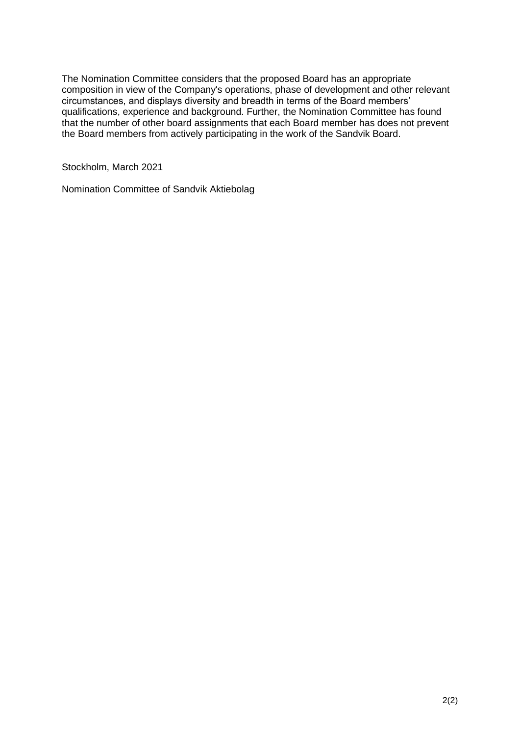The Nomination Committee considers that the proposed Board has an appropriate composition in view of the Company's operations, phase of development and other relevant circumstances, and displays diversity and breadth in terms of the Board members' qualifications, experience and background. Further, the Nomination Committee has found that the number of other board assignments that each Board member has does not prevent the Board members from actively participating in the work of the Sandvik Board.

Stockholm, March 2021

Nomination Committee of Sandvik Aktiebolag